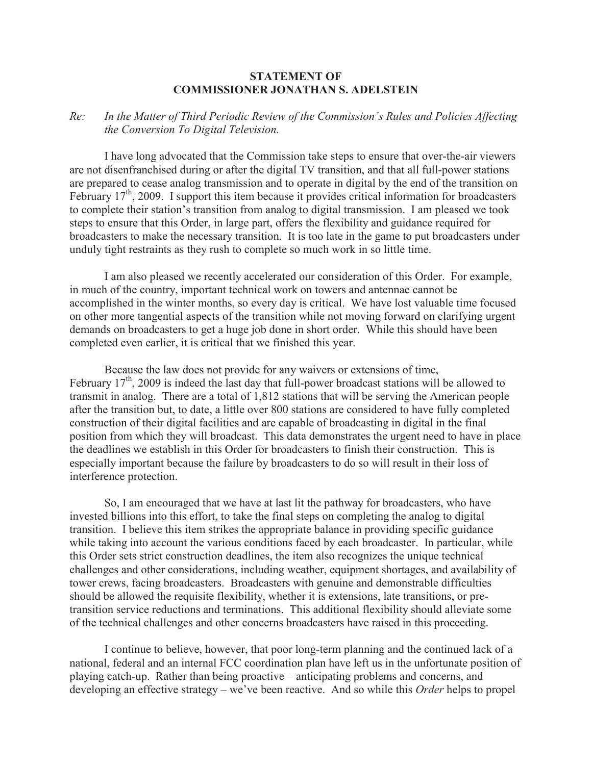**STATEMENT OF**
**COMMISSIONER JONATHAN S. ADELSTEIN**

*Re: In the Matter of Third Periodic Review of the Commission's Rules and Policies Affecting the Conversion To Digital Television.*

I have long advocated that the Commission take steps to ensure that over-the-air viewers are not disenfranchised during or after the digital TV transition, and that all full-power stations are prepared to cease analog transmission and to operate in digital by the end of the transition on February 17th, 2009. I support this item because it provides critical information for broadcasters to complete their station's transition from analog to digital transmission. I am pleased we took steps to ensure that this Order, in large part, offers the flexibility and guidance required for broadcasters to make the necessary transition. It is too late in the game to put broadcasters under unduly tight restraints as they rush to complete so much work in so little time.

I am also pleased we recently accelerated our consideration of this Order. For example, in much of the country, important technical work on towers and antennae cannot be accomplished in the winter months, so every day is critical. We have lost valuable time focused on other more tangential aspects of the transition while not moving forward on clarifying urgent demands on broadcasters to get a huge job done in short order. While this should have been completed even earlier, it is critical that we finished this year.

Because the law does not provide for any waivers or extensions of time, February 17th, 2009 is indeed the last day that full-power broadcast stations will be allowed to transmit in analog. There are a total of 1,812 stations that will be serving the American people after the transition but, to date, a little over 800 stations are considered to have fully completed construction of their digital facilities and are capable of broadcasting in digital in the final position from which they will broadcast. This data demonstrates the urgent need to have in place the deadlines we establish in this Order for broadcasters to finish their construction. This is especially important because the failure by broadcasters to do so will result in their loss of interference protection.

So, I am encouraged that we have at last lit the pathway for broadcasters, who have invested billions into this effort, to take the final steps on completing the analog to digital transition. I believe this item strikes the appropriate balance in providing specific guidance while taking into account the various conditions faced by each broadcaster. In particular, while this Order sets strict construction deadlines, the item also recognizes the unique technical challenges and other considerations, including weather, equipment shortages, and availability of tower crews, facing broadcasters. Broadcasters with genuine and demonstrable difficulties should be allowed the requisite flexibility, whether it is extensions, late transitions, or pre-transition service reductions and terminations. This additional flexibility should alleviate some of the technical challenges and other concerns broadcasters have raised in this proceeding.

I continue to believe, however, that poor long-term planning and the continued lack of a national, federal and an internal FCC coordination plan have left us in the unfortunate position of playing catch-up. Rather than being proactive – anticipating problems and concerns, and developing an effective strategy – we've been reactive. And so while this *Order* helps to propel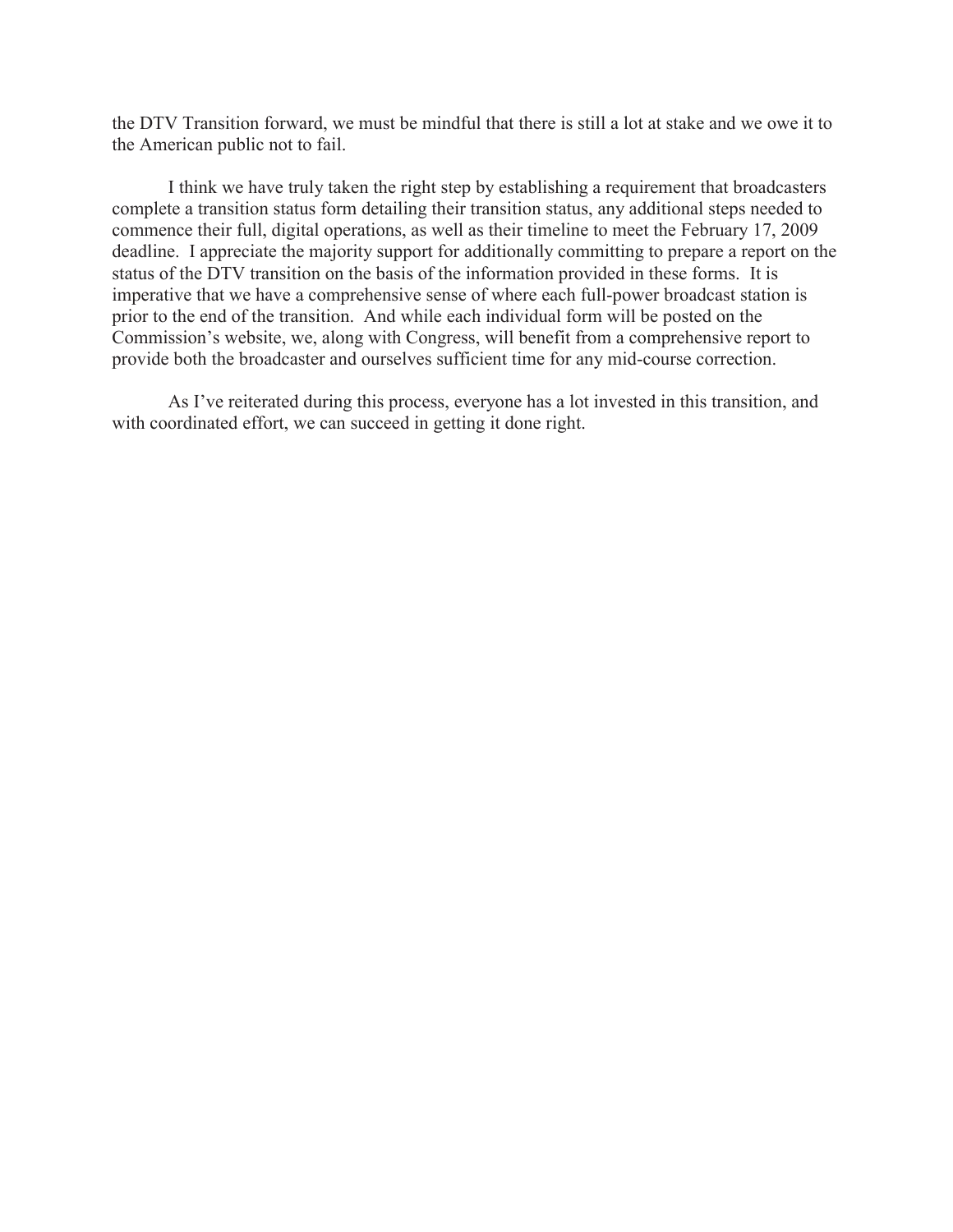the DTV Transition forward, we must be mindful that there is still a lot at stake and we owe it to the American public not to fail.

I think we have truly taken the right step by establishing a requirement that broadcasters complete a transition status form detailing their transition status, any additional steps needed to commence their full, digital operations, as well as their timeline to meet the February 17, 2009 deadline. I appreciate the majority support for additionally committing to prepare a report on the status of the DTV transition on the basis of the information provided in these forms. It is imperative that we have a comprehensive sense of where each full-power broadcast station is prior to the end of the transition. And while each individual form will be posted on the Commission's website, we, along with Congress, will benefit from a comprehensive report to provide both the broadcaster and ourselves sufficient time for any mid-course correction.

As I've reiterated during this process, everyone has a lot invested in this transition, and with coordinated effort, we can succeed in getting it done right.